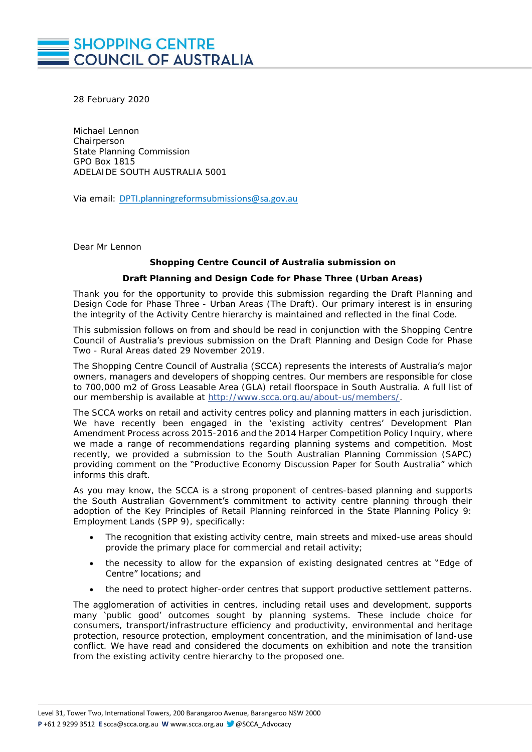# SHOPPING CENTRE COUNCIL OF AUSTRALIA

28 February 2020

Michael Lennon
Chairperson
State Planning Commission
GPO Box 1815
ADELAIDE SOUTH AUSTRALIA 5001

Via email: DPTI.planningreformsubmissions@sa.gov.au

Dear Mr Lennon

**Shopping Centre Council of Australia submission on**

**Draft Planning and Design Code for Phase Three (Urban Areas)**

Thank you for the opportunity to provide this submission regarding the Draft Planning and Design Code for Phase Three - Urban Areas (The Draft). Our primary interest is in ensuring the integrity of the Activity Centre hierarchy is maintained and reflected in the final Code.

This submission follows on from and should be read in conjunction with the Shopping Centre Council of Australia's previous submission on the Draft Planning and Design Code for Phase Two - Rural Areas dated 29 November 2019.

The Shopping Centre Council of Australia (SCCA) represents the interests of Australia's major owners, managers and developers of shopping centres. Our members are responsible for close to 700,000 m2 of Gross Leasable Area (GLA) retail floorspace in South Australia. A full list of our membership is available at http://www.scca.org.au/about-us/members/.

The SCCA works on retail and activity centres policy and planning matters in each jurisdiction. We have recently been engaged in the 'existing activity centres' Development Plan Amendment Process across 2015-2016 and the 2014 Harper Competition Policy Inquiry, where we made a range of recommendations regarding planning systems and competition. Most recently, we provided a submission to the South Australian Planning Commission (SAPC) providing comment on the "Productive Economy Discussion Paper for South Australia" which informs this draft.

As you may know, the SCCA is a strong proponent of centres-based planning and supports the South Australian Government's commitment to activity centre planning through their adoption of the Key Principles of Retail Planning reinforced in the State Planning Policy 9: Employment Lands (SPP 9), specifically:

- The recognition that existing activity centre, main streets and mixed-use areas should provide the primary place for commercial and retail activity;
- the necessity to allow for the expansion of existing designated centres at "Edge of Centre" locations; and
- the need to protect higher-order centres that support productive settlement patterns.

The agglomeration of activities in centres, including retail uses and development, supports many 'public good' outcomes sought by planning systems. These include choice for consumers, transport/infrastructure efficiency and productivity, environmental and heritage protection, resource protection, employment concentration, and the minimisation of land-use conflict. We have read and considered the documents on exhibition and note the transition from the existing activity centre hierarchy to the proposed one.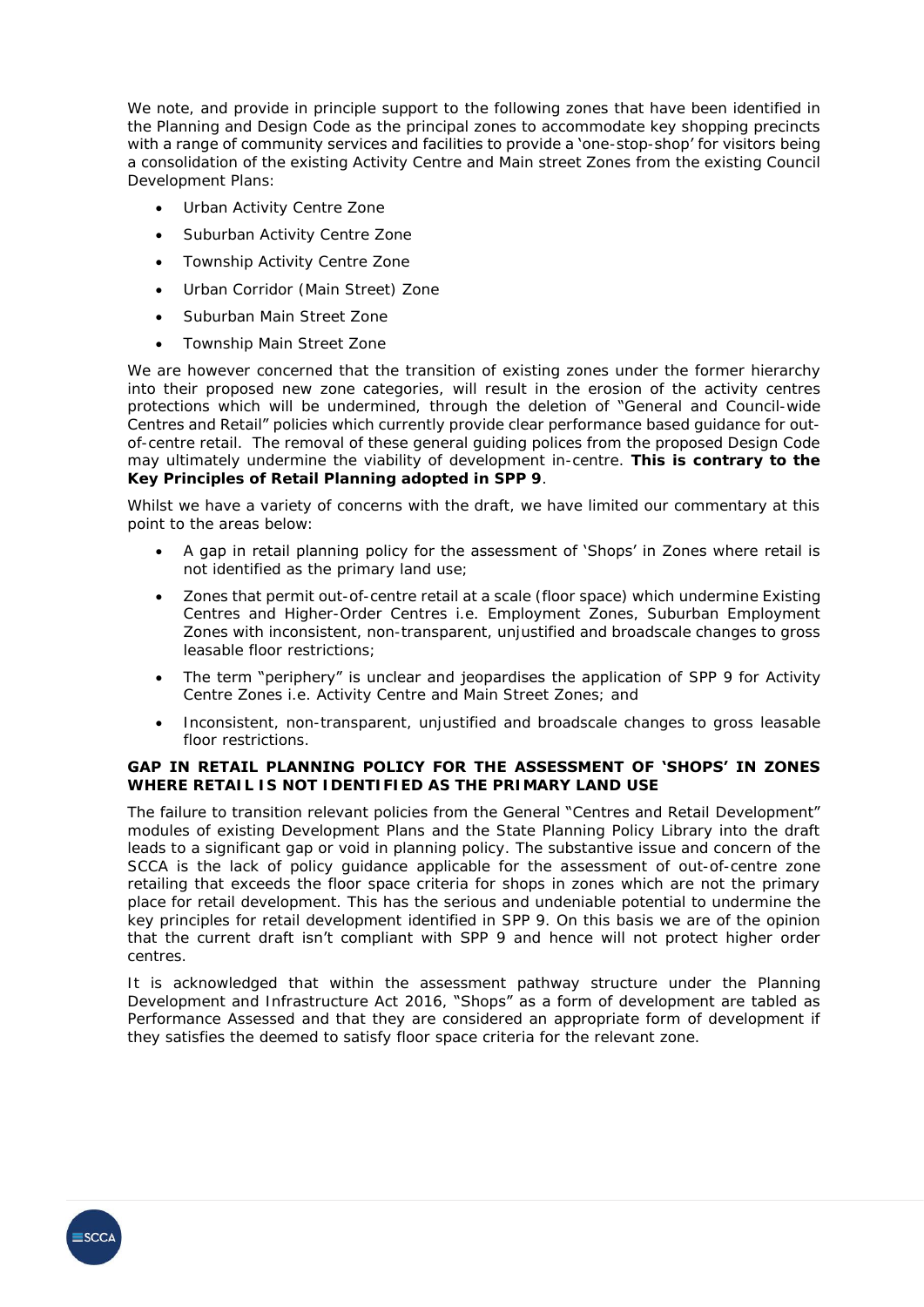We note, and provide in principle support to the following zones that have been identified in the Planning and Design Code as the principal zones to accommodate key shopping precincts with a range of community services and facilities to provide a 'one-stop-shop' for visitors being a consolidation of the existing Activity Centre and Main street Zones from the existing Council Development Plans:

- Urban Activity Centre Zone
- Suburban Activity Centre Zone
- Township Activity Centre Zone
- Urban Corridor (Main Street) Zone
- Suburban Main Street Zone
- Township Main Street Zone

We are however concerned that the transition of existing zones under the former hierarchy into their proposed new zone categories, will result in the erosion of the activity centres protections which will be undermined, through the deletion of "General and Council-wide Centres and Retail" policies which currently provide clear performance based guidance for out-of-centre retail. The removal of these general guiding polices from the proposed Design Code may ultimately undermine the viability of development in-centre. **This is contrary to the Key Principles of Retail Planning adopted in SPP 9**.

Whilst we have a variety of concerns with the draft, we have limited our commentary at this point to the areas below:

- A gap in retail planning policy for the assessment of 'Shops' in Zones where retail is not identified as the primary land use;
- Zones that permit out-of-centre retail at a scale (floor space) which undermine Existing Centres and Higher-Order Centres i.e. Employment Zones, Suburban Employment Zones with inconsistent, non-transparent, unjustified and broadscale changes to gross leasable floor restrictions;
- The term "periphery" is unclear and jeopardises the application of SPP 9 for Activity Centre Zones i.e. Activity Centre and Main Street Zones; and
- Inconsistent, non-transparent, unjustified and broadscale changes to gross leasable floor restrictions.

**GAP IN RETAIL PLANNING POLICY FOR THE ASSESSMENT OF 'SHOPS' IN ZONES WHERE RETAIL IS NOT IDENTIFIED AS THE PRIMARY LAND USE**

The failure to transition relevant policies from the General "Centres and Retail Development" modules of existing Development Plans and the State Planning Policy Library into the draft leads to a significant gap or void in planning policy. The substantive issue and concern of the SCCA is the lack of policy guidance applicable for the assessment of out-of-centre zone retailing that exceeds the floor space criteria for shops in zones which are not the primary place for retail development. This has the serious and undeniable potential to undermine the key principles for retail development identified in SPP 9. On this basis we are of the opinion that the current draft isn't compliant with SPP 9 and hence will not protect higher order centres.

It is acknowledged that within the assessment pathway structure under the Planning Development and Infrastructure Act 2016, "Shops" as a form of development are tabled as Performance Assessed and that they are considered an appropriate form of development if they satisfies the deemed to satisfy floor space criteria for the relevant zone.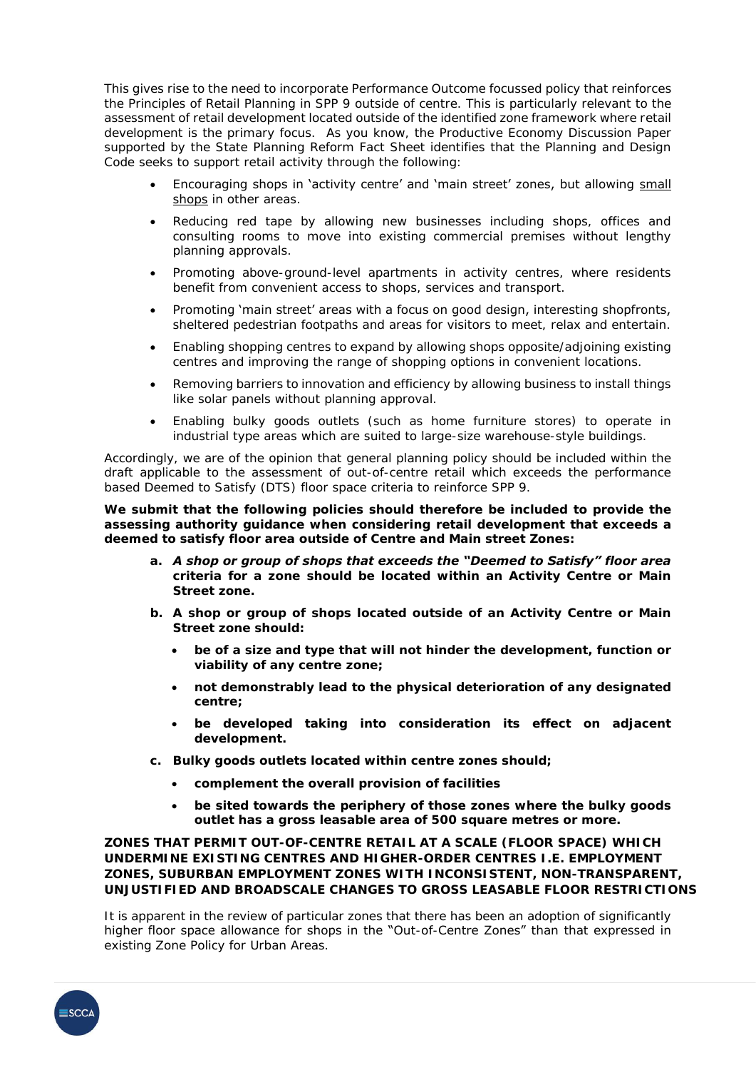This gives rise to the need to incorporate Performance Outcome focussed policy that reinforces the Principles of Retail Planning in SPP 9 outside of centre. This is particularly relevant to the assessment of retail development located outside of the identified zone framework where retail development is the primary focus. As you know, the Productive Economy Discussion Paper supported by the State Planning Reform Fact Sheet identifies that the Planning and Design Code seeks to support retail activity through the following:

- Encouraging shops in 'activity centre' and 'main street' zones, but allowing <u>small shops</u> in other areas.
- Reducing red tape by allowing new businesses including shops, offices and consulting rooms to move into existing commercial premises without lengthy planning approvals.
- Promoting above-ground-level apartments in activity centres, where residents benefit from convenient access to shops, services and transport.
- Promoting 'main street' areas with a focus on good design, interesting shopfronts, sheltered pedestrian footpaths and areas for visitors to meet, relax and entertain.
- Enabling shopping centres to expand by allowing shops opposite/adjoining existing centres and improving the range of shopping options in convenient locations.
- Removing barriers to innovation and efficiency by allowing business to install things like solar panels without planning approval.
- Enabling bulky goods outlets (such as home furniture stores) to operate in industrial type areas which are suited to large-size warehouse-style buildings.

Accordingly, we are of the opinion that general planning policy should be included within the draft applicable to the assessment of out-of-centre retail which exceeds the performance based Deemed to Satisfy (DTS) floor space criteria to reinforce SPP 9.

**We submit that the following policies should therefore be included to provide the assessing authority guidance when considering retail development that exceeds a deemed to satisfy floor area outside of Centre and Main street Zones:**

a. ***A shop or group of shops that exceeds the "Deemed to Satisfy" floor area*** **criteria for a zone should be located within an Activity Centre or Main Street zone.**

b. **A shop or group of shops located outside of an Activity Centre or Main Street zone should:**
   - **be of a size and type that will not hinder the development, function or viability of any centre zone;**
   - **not demonstrably lead to the physical deterioration of any designated centre;**
   - **be developed taking into consideration its effect on adjacent development.**

c. **Bulky goods outlets located within centre zones should;**
   - **complement the overall provision of facilities**
   - **be sited towards the periphery of those zones where the bulky goods outlet has a gross leasable area of 500 square metres or more.**

**ZONES THAT PERMIT OUT-OF-CENTRE RETAIL AT A SCALE (FLOOR SPACE) WHICH UNDERMINE EXISTING CENTRES AND HIGHER-ORDER CENTRES I.E. EMPLOYMENT ZONES, SUBURBAN EMPLOYMENT ZONES WITH INCONSISTENT, NON-TRANSPARENT, UNJUSTIFIED AND BROADSCALE CHANGES TO GROSS LEASABLE FLOOR RESTRICTIONS**

It is apparent in the review of particular zones that there has been an adoption of significantly higher floor space allowance for shops in the "Out-of-Centre Zones" than that expressed in existing Zone Policy for Urban Areas.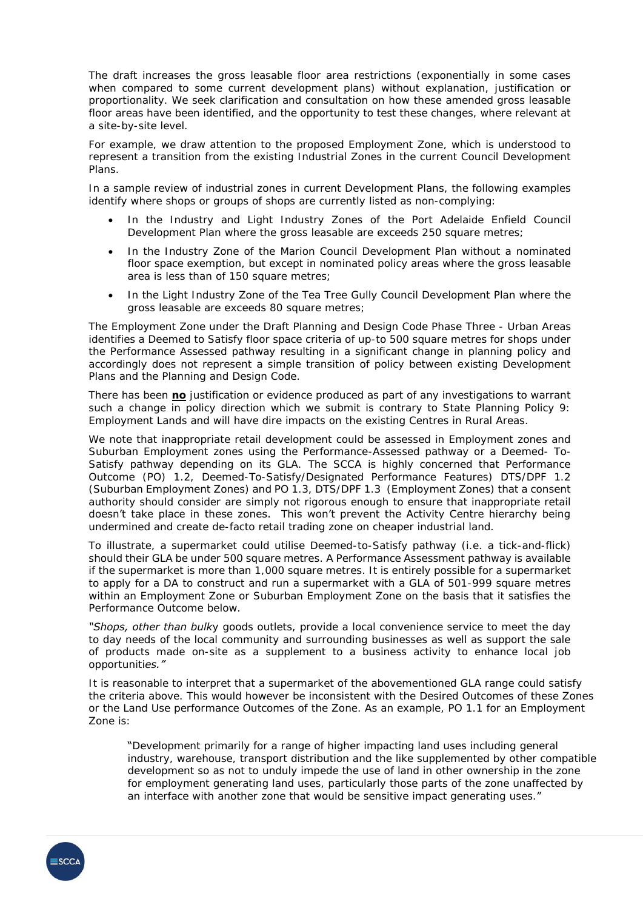The draft increases the gross leasable floor area restrictions (exponentially in some cases when compared to some current development plans) without explanation, justification or proportionality. We seek clarification and consultation on how these amended gross leasable floor areas have been identified, and the opportunity to test these changes, where relevant at a site-by-site level.

For example, we draw attention to the proposed Employment Zone, which is understood to represent a transition from the existing Industrial Zones in the current Council Development Plans.

In a sample review of industrial zones in current Development Plans, the following examples identify where shops or groups of shops are currently listed as non-complying:

- In the Industry and Light Industry Zones of the Port Adelaide Enfield Council Development Plan where the gross leasable are exceeds 250 square metres;
- In the Industry Zone of the Marion Council Development Plan without a nominated floor space exemption, but except in nominated policy areas where the gross leasable area is less than of 150 square metres;
- In the Light Industry Zone of the Tea Tree Gully Council Development Plan where the gross leasable are exceeds 80 square metres;

The Employment Zone under the Draft Planning and Design Code Phase Three - Urban Areas identifies a Deemed to Satisfy floor space criteria of up-to 500 square metres for shops under the Performance Assessed pathway resulting in a significant change in planning policy and accordingly does not represent a simple transition of policy between existing Development Plans and the Planning and Design Code.

There has been **no** justification or evidence produced as part of any investigations to warrant such a change in policy direction which we submit is contrary to State Planning Policy 9: Employment Lands and will have dire impacts on the existing Centres in Rural Areas.

We note that inappropriate retail development could be assessed in Employment zones and Suburban Employment zones using the Performance-Assessed pathway or a Deemed- To-Satisfy pathway depending on its GLA. The SCCA is highly concerned that Performance Outcome (PO) 1.2, Deemed-To-Satisfy/Designated Performance Features) DTS/DPF 1.2 (Suburban Employment Zones) and PO 1.3, DTS/DPF 1.3 (Employment Zones) that a consent authority should consider are simply not rigorous enough to ensure that inappropriate retail doesn't take place in these zones. This won't prevent the Activity Centre hierarchy being undermined and create de-facto retail trading zone on cheaper industrial land.

To illustrate, a supermarket could utilise Deemed-to-Satisfy pathway (i.e. a tick-and-flick) should their GLA be under 500 square metres. A Performance Assessment pathway is available if the supermarket is more than 1,000 square metres. It is entirely possible for a supermarket to apply for a DA to construct and run a supermarket with a GLA of 501-999 square metres within an Employment Zone or Suburban Employment Zone on the basis that it satisfies the Performance Outcome below.

*"Shops, other than bulky goods outlets, provide a local convenience service to meet the day to day needs of the local community and surrounding businesses as well as support the sale of products made on-site as a supplement to a business activity to enhance local job opportunities."*

It is reasonable to interpret that a supermarket of the abovementioned GLA range could satisfy the criteria above. This would however be inconsistent with the Desired Outcomes of these Zones or the Land Use performance Outcomes of the Zone. As an example, PO 1.1 for an Employment Zone is:

> "Development primarily for a range of higher impacting land uses including general industry, warehouse, transport distribution and the like supplemented by other compatible development so as not to unduly impede the use of land in other ownership in the zone for employment generating land uses, particularly those parts of the zone unaffected by an interface with another zone that would be sensitive impact generating uses."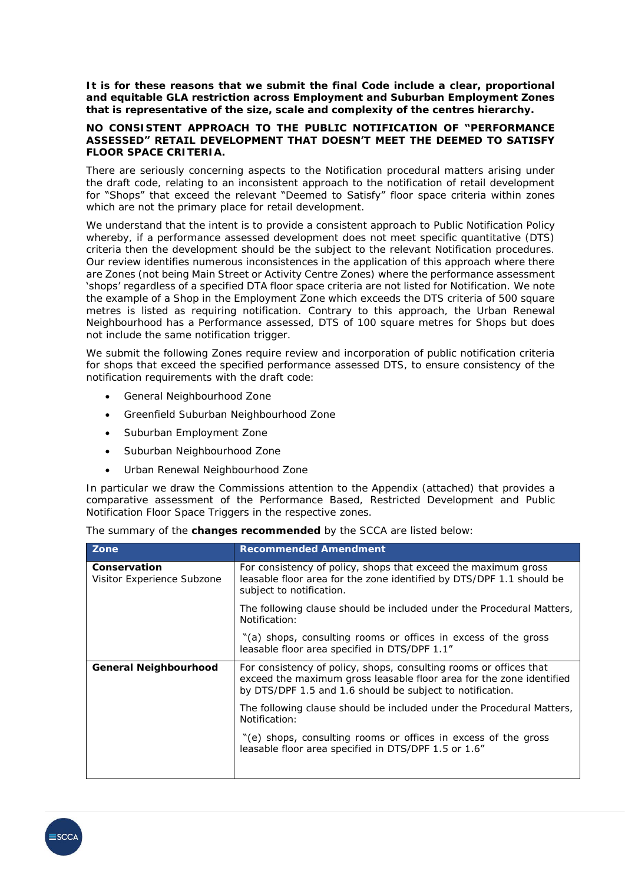**It is for these reasons that we submit the final Code include a clear, proportional and equitable GLA restriction across Employment and Suburban Employment Zones that is representative of the size, scale and complexity of the centres hierarchy.**

**NO CONSISTENT APPROACH TO THE PUBLIC NOTIFICATION OF "PERFORMANCE ASSESSED" RETAIL DEVELOPMENT THAT DOESN'T MEET THE DEEMED TO SATISFY FLOOR SPACE CRITERIA.**

There are seriously concerning aspects to the Notification procedural matters arising under the draft code, relating to an inconsistent approach to the notification of retail development for "Shops" that exceed the relevant "Deemed to Satisfy" floor space criteria within zones which are not the primary place for retail development.

We understand that the intent is to provide a consistent approach to Public Notification Policy whereby, if a performance assessed development does not meet specific quantitative (DTS) criteria then the development should be the subject to the relevant Notification procedures. Our review identifies numerous inconsistences in the application of this approach where there are Zones (not being Main Street or Activity Centre Zones) where the performance assessment 'shops' regardless of a specified DTA floor space criteria are not listed for Notification. We note the example of a Shop in the Employment Zone which exceeds the DTS criteria of 500 square metres is listed as requiring notification. Contrary to this approach, the Urban Renewal Neighbourhood has a Performance assessed, DTS of 100 square metres for Shops but does not include the same notification trigger.

We submit the following Zones require review and incorporation of public notification criteria for shops that exceed the specified performance assessed DTS, to ensure consistency of the notification requirements with the draft code:

- General Neighbourhood Zone
- Greenfield Suburban Neighbourhood Zone
- Suburban Employment Zone
- Suburban Neighbourhood Zone
- Urban Renewal Neighbourhood Zone

In particular we draw the Commissions attention to the Appendix (attached) that provides a comparative assessment of the Performance Based, Restricted Development and Public Notification Floor Space Triggers in the respective zones.

The summary of the **changes recommended** by the SCCA are listed below:

| Zone | Recommended Amendment |
|---|---|
| **Conservation** Visitor Experience Subzone | For consistency of policy, shops that exceed the maximum gross leasable floor area for the zone identified by DTS/DPF 1.1 should be subject to notification.<br><br>The following clause should be included under the Procedural Matters, Notification:<br><br>"(a) shops, consulting rooms or offices in excess of the gross leasable floor area specified in DTS/DPF 1.1" |
| **General Neighbourhood** | For consistency of policy, shops, consulting rooms or offices that exceed the maximum gross leasable floor area for the zone identified by DTS/DPF 1.5 and 1.6 should be subject to notification.<br><br>The following clause should be included under the Procedural Matters, Notification:<br><br>"(e) shops, consulting rooms or offices in excess of the gross leasable floor area specified in DTS/DPF 1.5 or 1.6" |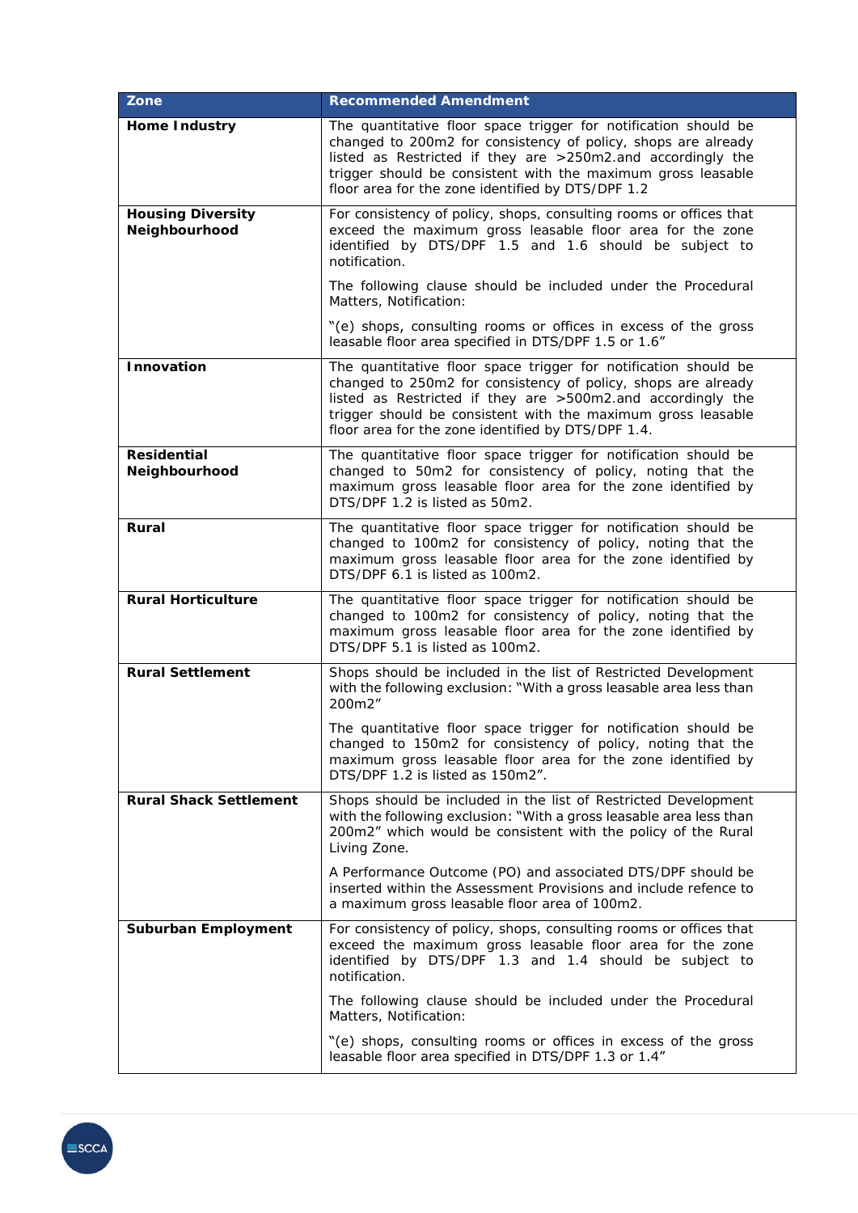| Zone | Recommended Amendment |
|---|---|
| **Home Industry** | The quantitative floor space trigger for notification should be changed to 200m2 for consistency of policy, shops are already listed as Restricted if they are >250m2.and accordingly the trigger should be consistent with the maximum gross leasable floor area for the zone identified by DTS/DPF 1.2 |
| **Housing Diversity Neighbourhood** | For consistency of policy, shops, consulting rooms or offices that exceed the maximum gross leasable floor area for the zone identified by DTS/DPF 1.5 and 1.6 should be subject to notification.<br><br>The following clause should be included under the Procedural Matters, Notification:<br><br>"(e) shops, consulting rooms or offices in excess of the gross leasable floor area specified in DTS/DPF 1.5 or 1.6" |
| **Innovation** | The quantitative floor space trigger for notification should be changed to 250m2 for consistency of policy, shops are already listed as Restricted if they are >500m2.and accordingly the trigger should be consistent with the maximum gross leasable floor area for the zone identified by DTS/DPF 1.4. |
| **Residential Neighbourhood** | The quantitative floor space trigger for notification should be changed to 50m2 for consistency of policy, noting that the maximum gross leasable floor area for the zone identified by DTS/DPF 1.2 is listed as 50m2. |
| **Rural** | The quantitative floor space trigger for notification should be changed to 100m2 for consistency of policy, noting that the maximum gross leasable floor area for the zone identified by DTS/DPF 6.1 is listed as 100m2. |
| **Rural Horticulture** | The quantitative floor space trigger for notification should be changed to 100m2 for consistency of policy, noting that the maximum gross leasable floor area for the zone identified by DTS/DPF 5.1 is listed as 100m2. |
| **Rural Settlement** | Shops should be included in the list of Restricted Development with the following exclusion: "With a gross leasable area less than 200m2"<br><br>The quantitative floor space trigger for notification should be changed to 150m2 for consistency of policy, noting that the maximum gross leasable floor area for the zone identified by DTS/DPF 1.2 is listed as 150m2". |
| **Rural Shack Settlement** | Shops should be included in the list of Restricted Development with the following exclusion: "With a gross leasable area less than 200m2" which would be consistent with the policy of the Rural Living Zone.<br><br>A Performance Outcome (PO) and associated DTS/DPF should be inserted within the Assessment Provisions and include refence to a maximum gross leasable floor area of 100m2. |
| **Suburban Employment** | For consistency of policy, shops, consulting rooms or offices that exceed the maximum gross leasable floor area for the zone identified by DTS/DPF 1.3 and 1.4 should be subject to notification.<br><br>The following clause should be included under the Procedural Matters, Notification:<br><br>"(e) shops, consulting rooms or offices in excess of the gross leasable floor area specified in DTS/DPF 1.3 or 1.4" |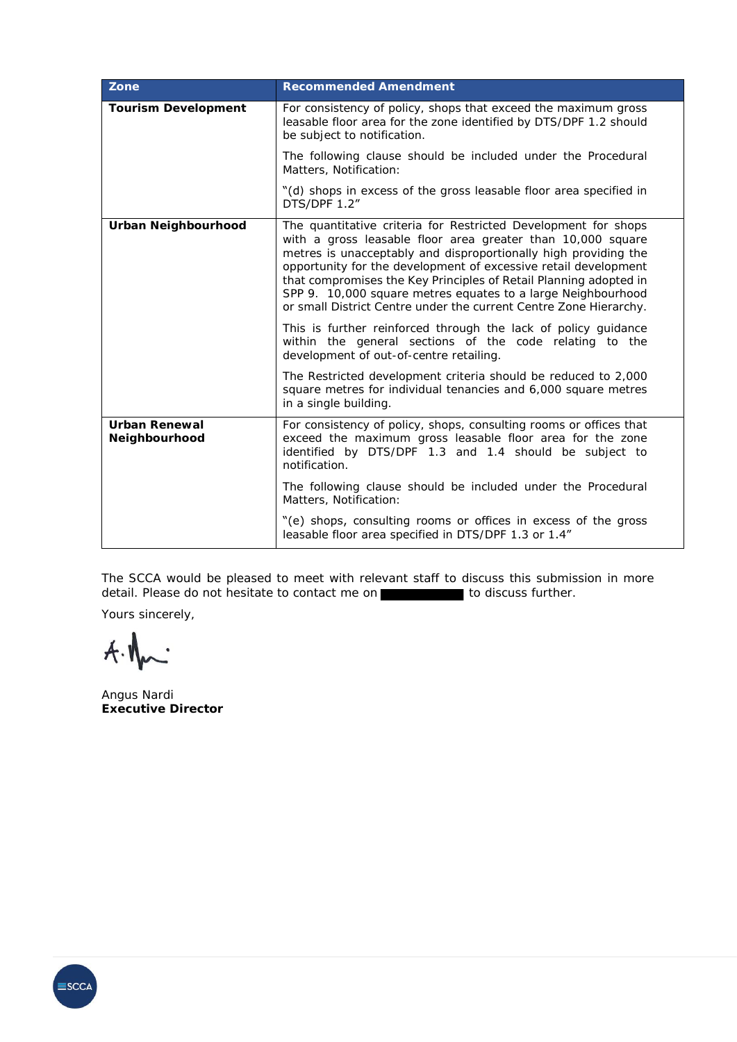| Zone | Recommended Amendment |
|---|---|
| **Tourism Development** | For consistency of policy, shops that exceed the maximum gross leasable floor area for the zone identified by DTS/DPF 1.2 should be subject to notification.<br><br>The following clause should be included under the Procedural Matters, Notification:<br><br>"(d) shops in excess of the gross leasable floor area specified in DTS/DPF 1.2" |
| **Urban Neighbourhood** | The quantitative criteria for Restricted Development for shops with a gross leasable floor area greater than 10,000 square metres is unacceptably and disproportionally high providing the opportunity for the development of excessive retail development that compromises the Key Principles of Retail Planning adopted in SPP 9. 10,000 square metres equates to a large Neighbourhood or small District Centre under the current Centre Zone Hierarchy.<br><br>This is further reinforced through the lack of policy guidance within the general sections of the code relating to the development of out-of-centre retailing.<br><br>The Restricted development criteria should be reduced to 2,000 square metres for individual tenancies and 6,000 square metres in a single building. |
| **Urban Renewal Neighbourhood** | For consistency of policy, shops, consulting rooms or offices that exceed the maximum gross leasable floor area for the zone identified by DTS/DPF 1.3 and 1.4 should be subject to notification.<br><br>The following clause should be included under the Procedural Matters, Notification:<br><br>"(e) shops, consulting rooms or offices in excess of the gross leasable floor area specified in DTS/DPF 1.3 or 1.4" |

The SCCA would be pleased to meet with relevant staff to discuss this submission in more detail. Please do not hesitate to contact me on [redacted] to discuss further.

Yours sincerely,

Angus Nardi
**Executive Director**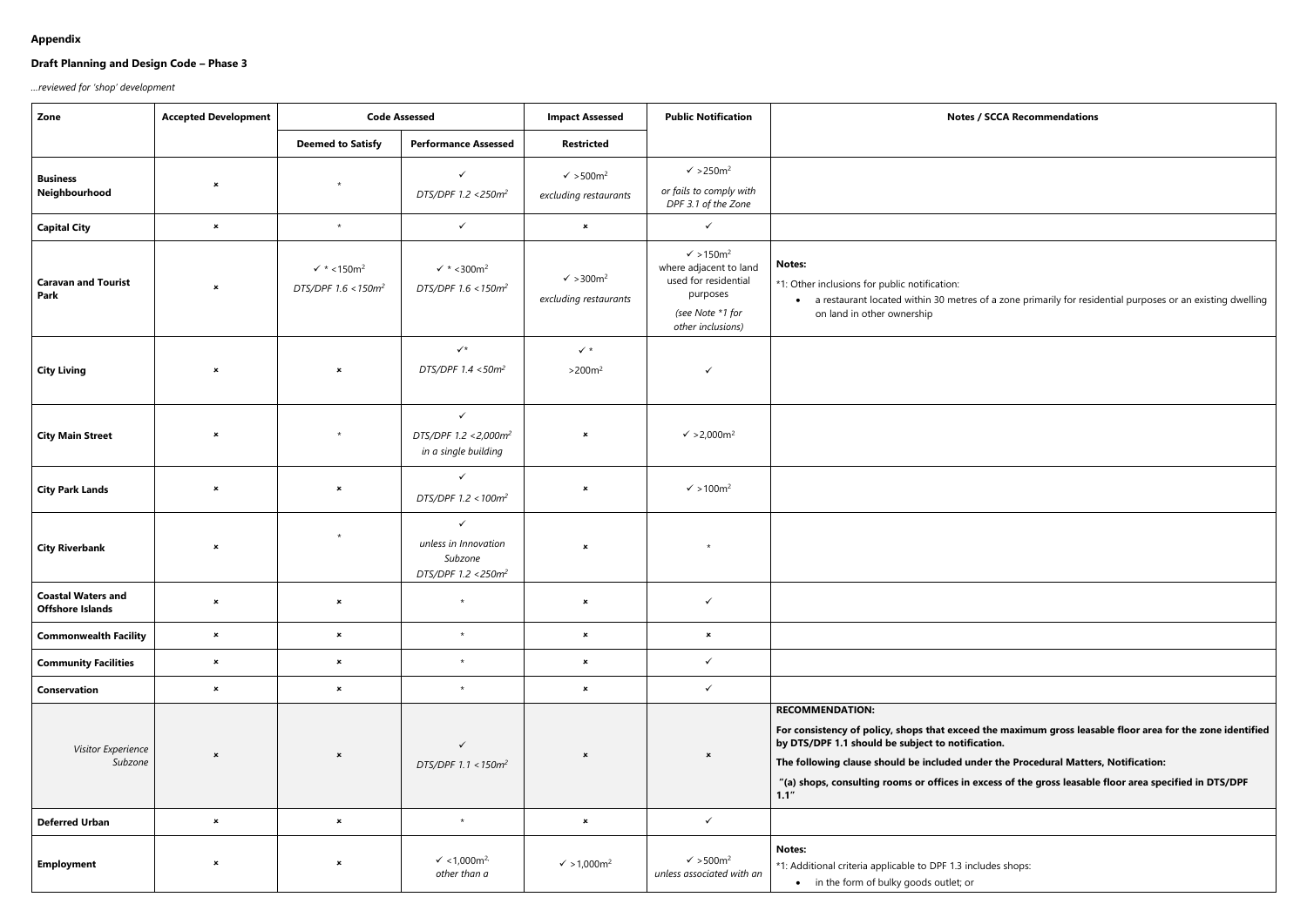**Appendix**

**Draft Planning and Design Code – Phase 3**

*…reviewed for 'shop' development*

| Zone | Accepted Development | Code Assessed | | Impact Assessed | Public Notification | Notes / SCCA Recommendations |
|---|---|---|---|---|---|---|
| | | Deemed to Satisfy | Performance Assessed | Restricted | | |
| **Business Neighbourhood** | × | * | ✓ *DTS/DPF 1.2 <250m²* | ✓ >500m² *excluding restaurants* | ✓ >250m² *or fails to comply with DPF 3.1 of the Zone* | |
| **Capital City** | × | * | ✓ | × | ✓ | |
| **Caravan and Tourist Park** | × | ✓ * <150m² *DTS/DPF 1.6 <150m²* | ✓ * <300m² *DTS/DPF 1.6 <150m²* | ✓ >300m² *excluding restaurants* | ✓ >150m² where adjacent to land used for residential purposes *(see Note *1 for other inclusions)* | **Notes:** *1: Other inclusions for public notification: • a restaurant located within 30 metres of a zone primarily for residential purposes or an existing dwelling on land in other ownership |
| **City Living** | × | × | ✓* *DTS/DPF 1.4 <50m²* | ✓ * >200m² | ✓ | |
| **City Main Street** | × | * | ✓ *DTS/DPF 1.2 <2,000m² in a single building* | × | ✓ >2,000m² | |
| **City Park Lands** | × | × | ✓ *DTS/DPF 1.2 <100m²* | × | ✓ >100m² | |
| **City Riverbank** | × | * | ✓ *unless in Innovation Subzone DTS/DPF 1.2 <250m²* | × | * | |
| **Coastal Waters and Offshore Islands** | × | × | * | × | ✓ | |
| **Commonwealth Facility** | × | × | * | × | × | |
| **Community Facilities** | × | × | * | × | ✓ | |
| **Conservation** | × | × | * | × | ✓ | |
| *Visitor Experience Subzone* | × | × | ✓ *DTS/DPF 1.1 <150m²* | × | × | **RECOMMENDATION:** **For consistency of policy, shops that exceed the maximum gross leasable floor area for the zone identified by DTS/DPF 1.1 should be subject to notification.** **The following clause should be included under the Procedural Matters, Notification:** **"(a) shops, consulting rooms or offices in excess of the gross leasable floor area specified in DTS/DPF 1.1"** |
| **Deferred Urban** | × | × | * | × | ✓ | |
| **Employment** | × | × | ✓ <1,000m², *other than a* | ✓ >1,000m² | ✓ >500m² *unless associated with an* | **Notes:** *1: Additional criteria applicable to DPF 1.3 includes shops: • in the form of bulky goods outlet; or |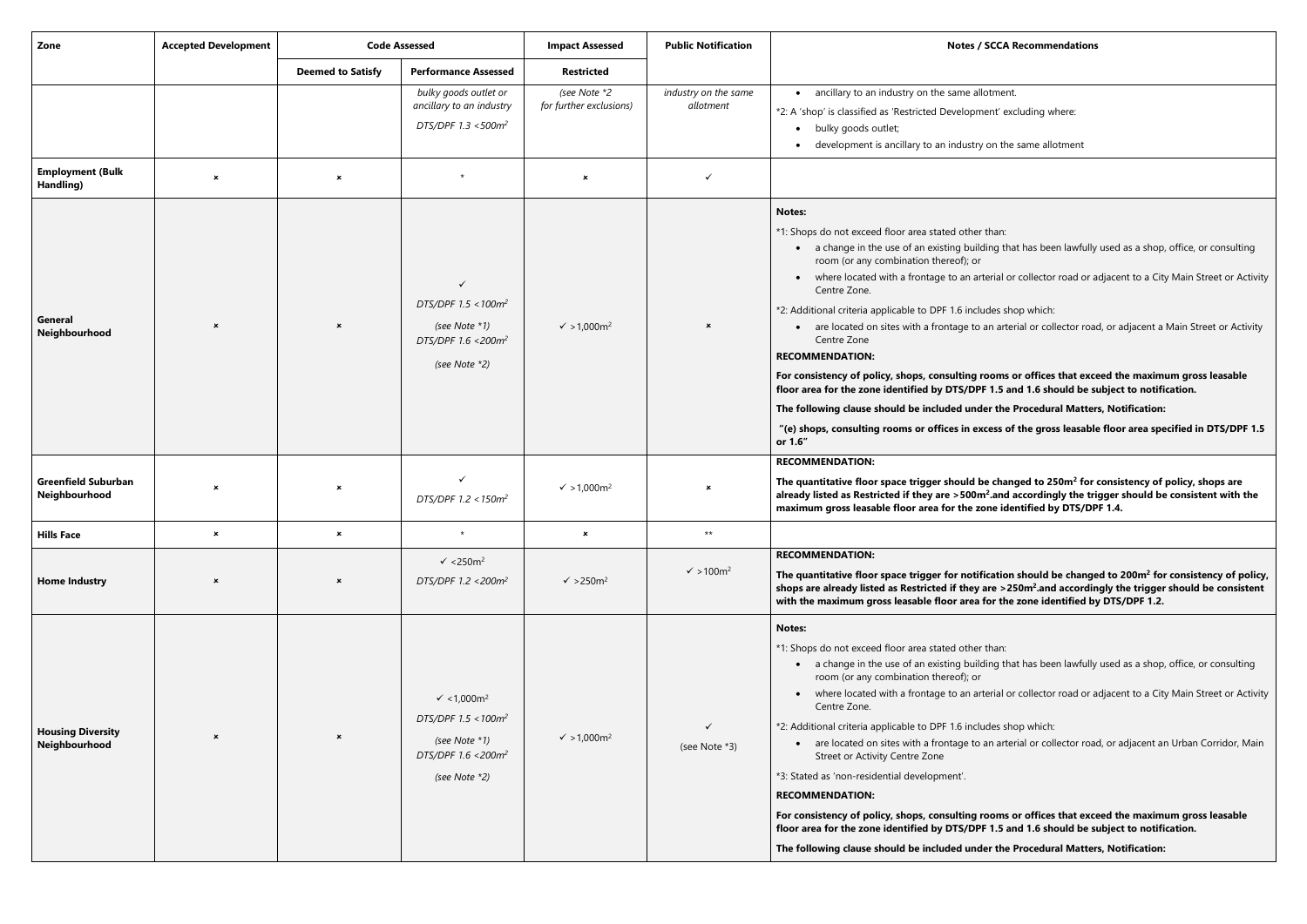| Zone | Accepted Development | Code Assessed | | Impact Assessed | Public Notification | Notes / SCCA Recommendations |
|---|---|---|---|---|---|---|
| | | Deemed to Satisfy | Performance Assessed | Restricted | | |
| | | | *bulky goods outlet or ancillary to an industry*<br>*DTS/DPF 1.3 <500m²* | *(see Note *2 for further exclusions)* | *industry on the same allotment* | • ancillary to an industry on the same allotment.<br>*2: A 'shop' is classified as 'Restricted Development' excluding where:<br>• bulky goods outlet;<br>• development is ancillary to an industry on the same allotment |
| **Employment (Bulk Handling)** | × | × | * | × | ✓ | |
| **General Neighbourhood** | × | × | ✓<br>*DTS/DPF 1.5 <100m²*<br>*(see Note *1)*<br>*DTS/DPF 1.6 <200m²*<br>*(see Note *2)* | ✓ >1,000m² | × | **Notes:**<br>*1: Shops do not exceed floor area stated other than:<br>• a change in the use of an existing building that has been lawfully used as a shop, office, or consulting room (or any combination thereof); or<br>• where located with a frontage to an arterial or collector road or adjacent to a City Main Street or Activity Centre Zone.<br>*2: Additional criteria applicable to DPF 1.6 includes shop which:<br>• are located on sites with a frontage to an arterial or collector road, or adjacent a Main Street or Activity Centre Zone<br>**RECOMMENDATION:**<br>**For consistency of policy, shops, consulting rooms or offices that exceed the maximum gross leasable floor area for the zone identified by DTS/DPF 1.5 and 1.6 should be subject to notification.**<br>**The following clause should be included under the Procedural Matters, Notification:**<br>**"(e) shops, consulting rooms or offices in excess of the gross leasable floor area specified in DTS/DPF 1.5 or 1.6"** |
| **Greenfield Suburban Neighbourhood** | × | × | ✓<br>*DTS/DPF 1.2 <150m²* | ✓ >1,000m² | × | **RECOMMENDATION:**<br>**The quantitative floor space trigger should be changed to 250m² for consistency of policy, shops are already listed as Restricted if they are >500m².and accordingly the trigger should be consistent with the maximum gross leasable floor area for the zone identified by DTS/DPF 1.4.** |
| **Hills Face** | × | × | * | × | ** | |
| **Home Industry** | × | × | ✓ <250m²<br>*DTS/DPF 1.2 <200m²* | ✓ >250m² | ✓ >100m² | **RECOMMENDATION:**<br>**The quantitative floor space trigger for notification should be changed to 200m² for consistency of policy, shops are already listed as Restricted if they are >250m².and accordingly the trigger should be consistent with the maximum gross leasable floor area for the zone identified by DTS/DPF 1.2.** |
| **Housing Diversity Neighbourhood** | × | × | ✓ <1,000m²<br>*DTS/DPF 1.5 <100m²*<br>*(see Note *1)*<br>*DTS/DPF 1.6 <200m²*<br>*(see Note *2)* | ✓ >1,000m² | ✓<br>(see Note *3) | **Notes:**<br>*1: Shops do not exceed floor area stated other than:<br>• a change in the use of an existing building that has been lawfully used as a shop, office, or consulting room (or any combination thereof); or<br>• where located with a frontage to an arterial or collector road or adjacent to a City Main Street or Activity Centre Zone.<br>*2: Additional criteria applicable to DPF 1.6 includes shop which:<br>• are located on sites with a frontage to an arterial or collector road, or adjacent an Urban Corridor, Main Street or Activity Centre Zone<br>*3: Stated as 'non-residential development'.<br>**RECOMMENDATION:**<br>**For consistency of policy, shops, consulting rooms or offices that exceed the maximum gross leasable floor area for the zone identified by DTS/DPF 1.5 and 1.6 should be subject to notification.**<br>**The following clause should be included under the Procedural Matters, Notification:** |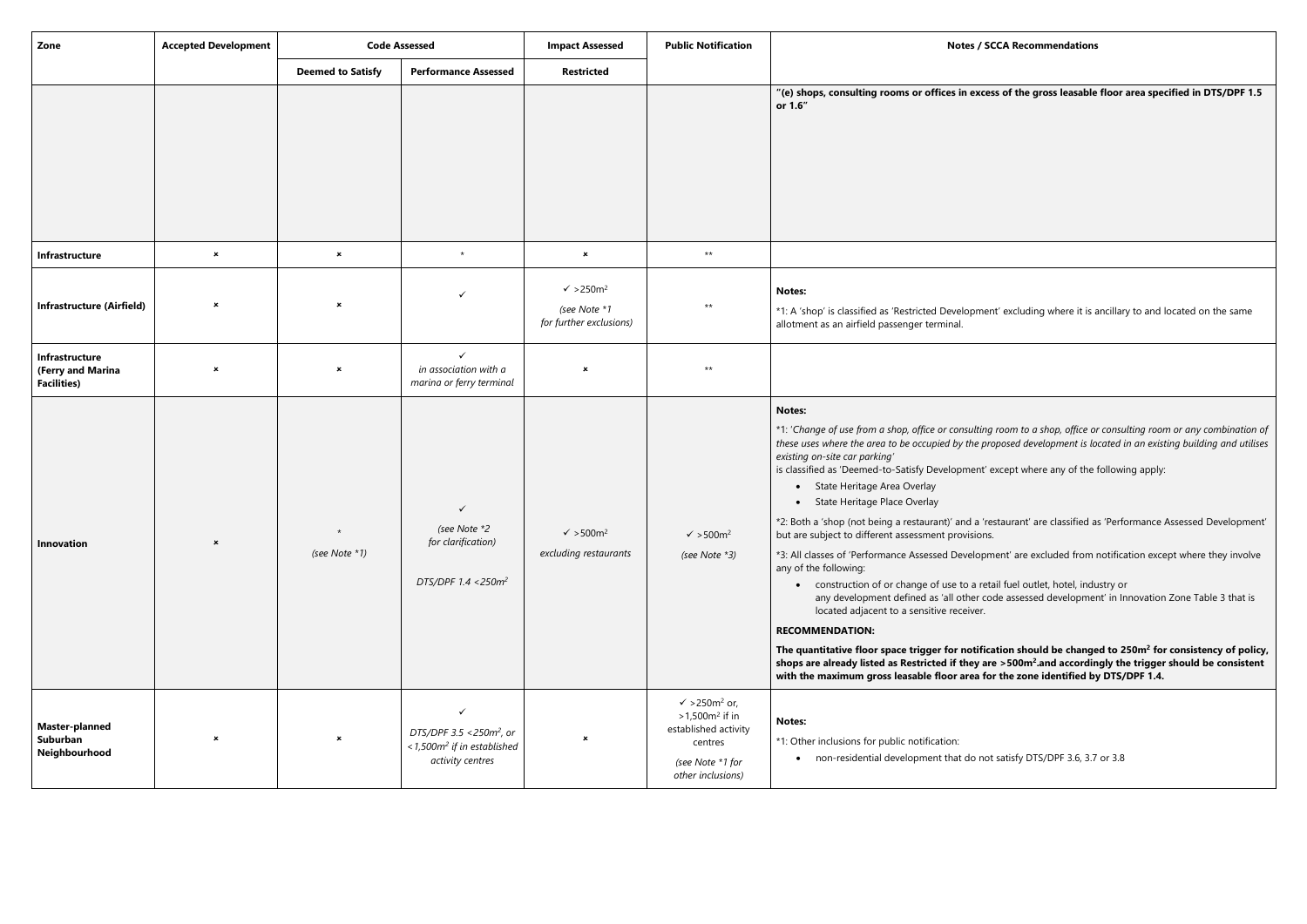| Zone | Accepted Development | Code Assessed | | Impact Assessed | Public Notification | Notes / SCCA Recommendations |
|---|---|---|---|---|---|---|
| | | Deemed to Satisfy | Performance Assessed | Restricted | | |
| | | | | | | **"(e) shops, consulting rooms or offices in excess of the gross leasable floor area specified in DTS/DPF 1.5 or 1.6"** |
| **Infrastructure** | × | × | * | × | ** | |
| **Infrastructure (Airfield)** | × | × | ✓ | ✓ >250m² *(see Note *1 for further exclusions)* | ** | **Notes:** *1: A 'shop' is classified as 'Restricted Development' excluding where it is ancillary to and located on the same allotment as an airfield passenger terminal. |
| **Infrastructure (Ferry and Marina Facilities)** | × | × | ✓ *in association with a marina or ferry terminal* | × | ** | |
| **Innovation** | × | * *(see Note *1)* | ✓ *(see Note *2 for clarification)* *DTS/DPF 1.4 <250m²* | ✓ >500m² *excluding restaurants* | ✓ >500m² *(see Note *3)* | **Notes:** *1: '*Change of use from a shop, office or consulting room to a shop, office or consulting room or any combination of these uses where the area to be occupied by the proposed development is located in an existing building and utilises existing on-site car parking*' is classified as 'Deemed-to-Satisfy Development' except where any of the following apply: <br>• State Heritage Area Overlay <br>• State Heritage Place Overlay <br>*2: Both a 'shop (not being a restaurant)' and a 'restaurant' are classified as 'Performance Assessed Development' but are subject to different assessment provisions. <br>*3: All classes of 'Performance Assessed Development' are excluded from notification except where they involve any of the following: <br>• construction of or change of use to a retail fuel outlet, hotel, industry or any development defined as 'all other code assessed development' in Innovation Zone Table 3 that is located adjacent to a sensitive receiver. <br>**RECOMMENDATION:** <br>**The quantitative floor space trigger for notification should be changed to 250m² for consistency of policy, shops are already listed as Restricted if they are >500m².and accordingly the trigger should be consistent with the maximum gross leasable floor area for the zone identified by DTS/DPF 1.4.** |
| **Master-planned Suburban Neighbourhood** | × | × | ✓ *DTS/DPF 3.5 <250m², or <1,500m² if in established activity centres* | × | ✓ >250m² or, >1,500m² if in established activity centres *(see Note *1 for other inclusions)* | **Notes:** *1: Other inclusions for public notification: <br>• non-residential development that do not satisfy DTS/DPF 3.6, 3.7 or 3.8 |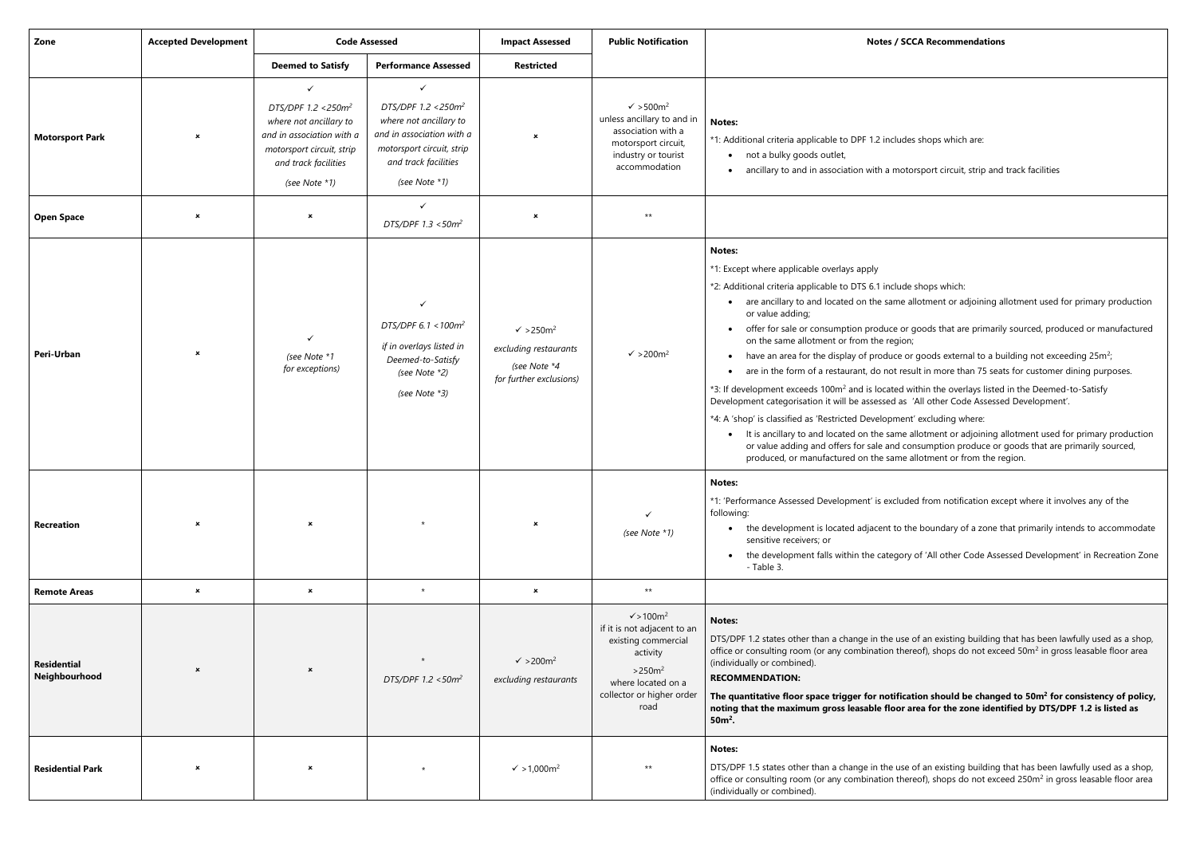| Zone | Accepted Development | Code Assessed | | Impact Assessed | Public Notification | Notes / SCCA Recommendations |
|---|---|---|---|---|---|---|
| | | Deemed to Satisfy | Performance Assessed | Restricted | | |
| **Motorsport Park** | × | ✓ *DTS/DPF 1.2 <250m²* *where not ancillary to and in association with a motorsport circuit, strip and track facilities* *(see Note *1)* | ✓ *DTS/DPF 1.2 <250m²* *where not ancillary to and in association with a motorsport circuit, strip and track facilities* *(see Note *1)* | × | ✓ >500m² unless ancillary to and in association with a motorsport circuit, industry or tourist accommodation | **Notes:** *1: Additional criteria applicable to DPF 1.2 includes shops which are: <br>• not a bulky goods outlet, <br>• ancillary to and in association with a motorsport circuit, strip and track facilities |
| **Open Space** | × | × | ✓ *DTS/DPF 1.3 <50m²* | × | ** | |
| **Peri-Urban** | × | ✓ *(see Note *1 for exceptions)* | ✓ *DTS/DPF 6.1 <100m²* *if in overlays listed in Deemed-to-Satisfy* *(see Note *2)* *(see Note *3)* | ✓ >250m² *excluding restaurants* *(see Note *4 for further exclusions)* | ✓ >200m² | **Notes:** *1: Except where applicable overlays apply <br>*2: Additional criteria applicable to DTS 6.1 include shops which: <br>• are ancillary to and located on the same allotment or adjoining allotment used for primary production or value adding; <br>• offer for sale or consumption produce or goods that are primarily sourced, produced or manufactured on the same allotment or from the region; <br>• have an area for the display of produce or goods external to a building not exceeding 25m²; <br>• are in the form of a restaurant, do not result in more than 75 seats for customer dining purposes. <br>*3: If development exceeds 100m² and is located within the overlays listed in the Deemed-to-Satisfy Development categorisation it will be assessed as 'All other Code Assessed Development'. <br>*4: A 'shop' is classified as 'Restricted Development' excluding where: <br>• It is ancillary to and located on the same allotment or adjoining allotment used for primary production or value adding and offers for sale and consumption produce or goods that are primarily sourced, produced, or manufactured on the same allotment or from the region. |
| **Recreation** | × | × | * | × | ✓ *(see Note *1)* | **Notes:** *1: 'Performance Assessed Development' is excluded from notification except where it involves any of the following: <br>• the development is located adjacent to the boundary of a zone that primarily intends to accommodate sensitive receivers; or <br>• the development falls within the category of 'All other Code Assessed Development' in Recreation Zone - Table 3. |
| **Remote Areas** | × | × | * | × | ** | |
| **Residential Neighbourhood** | × | × | * *DTS/DPF 1.2 <50m²* | ✓ >200m² *excluding restaurants* | ✓>100m² if it is not adjacent to an existing commercial activity <br>>250m² where located on a collector or higher order road | **Notes:** DTS/DPF 1.2 states other than a change in the use of an existing building that has been lawfully used as a shop, office or consulting room (or any combination thereof), shops do not exceed 50m² in gross leasable floor area (individually or combined). <br>**RECOMMENDATION:** <br>**The quantitative floor space trigger for notification should be changed to 50m² for consistency of policy, noting that the maximum gross leasable floor area for the zone identified by DTS/DPF 1.2 is listed as 50m².** |
| **Residential Park** | × | × | * | ✓ >1,000m² | ** | **Notes:** DTS/DPF 1.5 states other than a change in the use of an existing building that has been lawfully used as a shop, office or consulting room (or any combination thereof), shops do not exceed 250m² in gross leasable floor area (individually or combined). |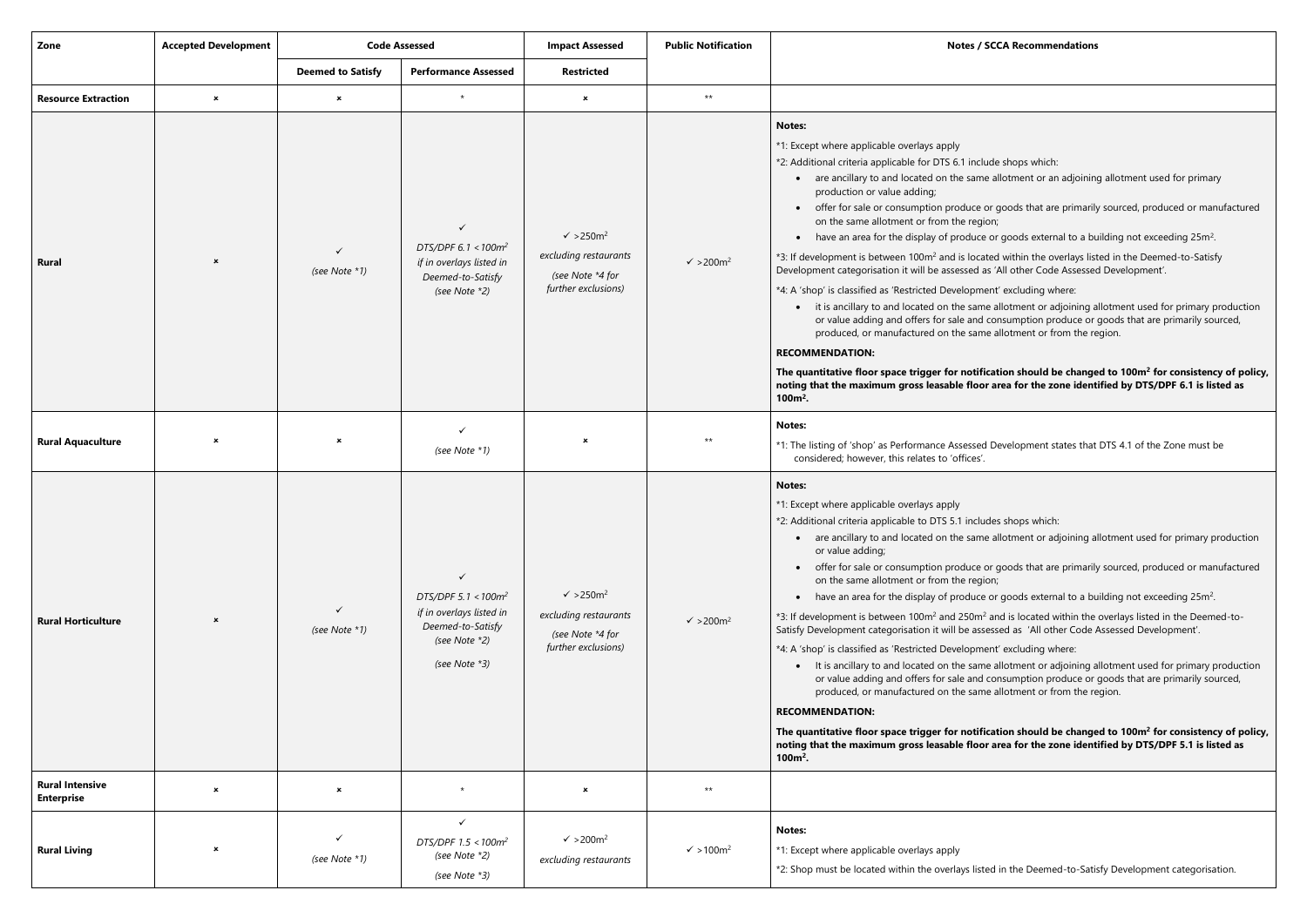| Zone | Accepted Development | Code Assessed | | Impact Assessed | Public Notification | Notes / SCCA Recommendations |
|---|---|---|---|---|---|---|
| | | Deemed to Satisfy | Performance Assessed | Restricted | | |
| **Resource Extraction** | × | × | * | × | ** | |
| **Rural** | × | ✓ *(see Note *1)* | ✓ *DTS/DPF 6.1 < $100m^2$ if in overlays listed in Deemed-to-Satisfy (see Note *2)* | ✓ > $250m^2$ *excluding restaurants (see Note *4 for further exclusions)* | ✓ > $200m^2$ | **Notes:** *1: Except where applicable overlays apply *2: Additional criteria applicable for DTS 6.1 include shops which: • are ancillary to and located on the same allotment or an adjoining allotment used for primary production or value adding; • offer for sale or consumption produce or goods that are primarily sourced, produced or manufactured on the same allotment or from the region; • have an area for the display of produce or goods external to a building not exceeding $25m^2$. *3: If development is between $100m^2$ and is located within the overlays listed in the Deemed-to-Satisfy Development categorisation it will be assessed as 'All other Code Assessed Development'. *4: A 'shop' is classified as 'Restricted Development' excluding where: • it is ancillary to and located on the same allotment or adjoining allotment used for primary production or value adding and offers for sale and consumption produce or goods that are primarily sourced, produced, or manufactured on the same allotment or from the region. **RECOMMENDATION:** **The quantitative floor space trigger for notification should be changed to $100m^2$ for consistency of policy, noting that the maximum gross leasable floor area for the zone identified by DTS/DPF 6.1 is listed as $100m^2$.** |
| **Rural Aquaculture** | × | × | ✓ *(see Note *1)* | × | ** | **Notes:** *1: The listing of 'shop' as Performance Assessed Development states that DTS 4.1 of the Zone must be considered; however, this relates to 'offices'. |
| **Rural Horticulture** | × | ✓ *(see Note *1)* | ✓ *DTS/DPF 5.1 < $100m^2$ if in overlays listed in Deemed-to-Satisfy (see Note *2) (see Note *3)* | ✓ > $250m^2$ *excluding restaurants (see Note *4 for further exclusions)* | ✓ > $200m^2$ | **Notes:** *1: Except where applicable overlays apply *2: Additional criteria applicable to DTS 5.1 includes shops which: • are ancillary to and located on the same allotment or adjoining allotment used for primary production or value adding; • offer for sale or consumption produce or goods that are primarily sourced, produced or manufactured on the same allotment or from the region; • have an area for the display of produce or goods external to a building not exceeding $25m^2$. *3: If development is between $100m^2$ and $250m^2$ and is located within the overlays listed in the Deemed-to-Satisfy Development categorisation it will be assessed as 'All other Code Assessed Development'. *4: A 'shop' is classified as 'Restricted Development' excluding where: • It is ancillary to and located on the same allotment or adjoining allotment used for primary production or value adding and offers for sale and consumption produce or goods that are primarily sourced, produced, or manufactured on the same allotment or from the region. **RECOMMENDATION:** **The quantitative floor space trigger for notification should be changed to $100m^2$ for consistency of policy, noting that the maximum gross leasable floor area for the zone identified by DTS/DPF 5.1 is listed as $100m^2$.** |
| **Rural Intensive Enterprise** | × | × | * | × | ** | |
| **Rural Living** | × | ✓ *(see Note *1)* | ✓ *DTS/DPF 1.5 < $100m^2$ (see Note *2) (see Note *3)* | ✓ > $200m^2$ *excluding restaurants* | ✓ > $100m^2$ | **Notes:** *1: Except where applicable overlays apply *2: Shop must be located within the overlays listed in the Deemed-to-Satisfy Development categorisation. |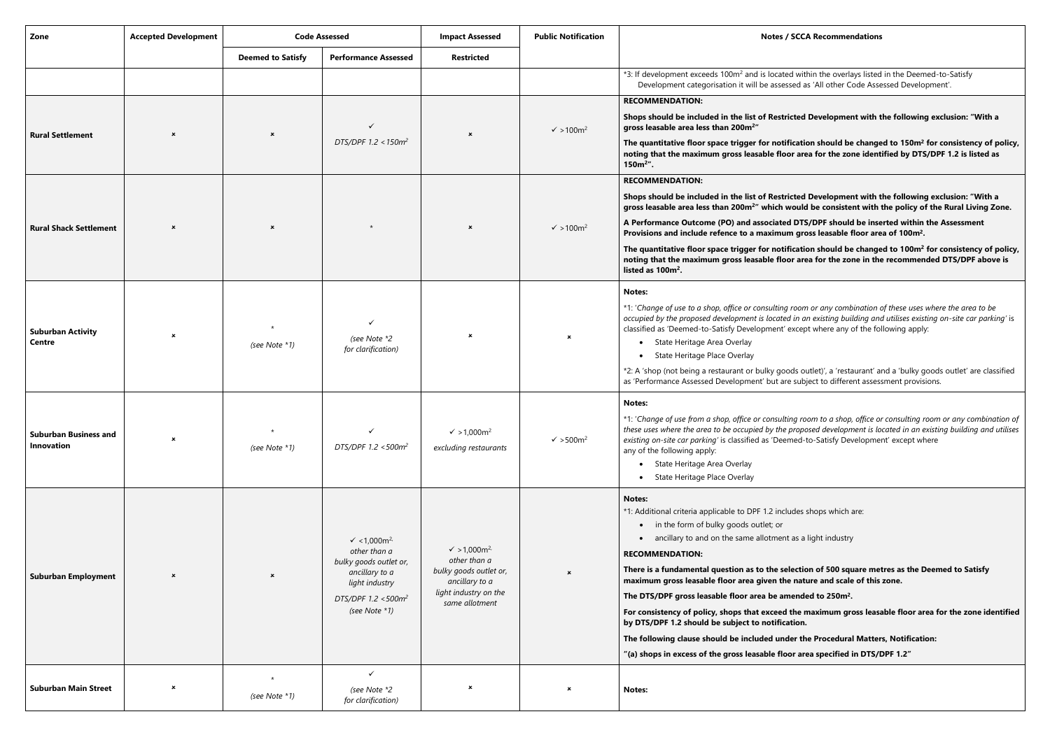| Zone | Accepted Development | Code Assessed | | Impact Assessed | Public Notification | Notes / SCCA Recommendations |
|---|---|---|---|---|---|---|
| | | Deemed to Satisfy | Performance Assessed | Restricted | | |
| | | | | | | *3: If development exceeds 100m² and is located within the overlays listed in the Deemed-to-Satisfy Development categorisation it will be assessed as 'All other Code Assessed Development'. |
| **Rural Settlement** | × | × | ✓ *DTS/DPF 1.2 <150m²* | × | ✓ >100m² | **RECOMMENDATION:** **Shops should be included in the list of Restricted Development with the following exclusion: "With a gross leasable area less than 200m²"** **The quantitative floor space trigger for notification should be changed to 150m² for consistency of policy, noting that the maximum gross leasable floor area for the zone identified by DTS/DPF 1.2 is listed as 150m²".** |
| **Rural Shack Settlement** | × | × | * | × | ✓ >100m² | **RECOMMENDATION:** **Shops should be included in the list of Restricted Development with the following exclusion: "With a gross leasable area less than 200m²" which would be consistent with the policy of the Rural Living Zone.** **A Performance Outcome (PO) and associated DTS/DPF should be inserted within the Assessment Provisions and include refence to a maximum gross leasable floor area of 100m².** **The quantitative floor space trigger for notification should be changed to 100m² for consistency of policy, noting that the maximum gross leasable floor area for the zone in the recommended DTS/DPF above is listed as 100m².** |
| **Suburban Activity Centre** | × | * *(see Note *1)* | ✓ *(see Note *2 for clarification)* | × | × | **Notes:** *1: '*Change of use to a shop, office or consulting room or any combination of these uses where the area to be occupied by the proposed development is located in an existing building and utilises existing on-site car parking*' is classified as 'Deemed-to-Satisfy Development' except where any of the following apply: • State Heritage Area Overlay • State Heritage Place Overlay *2: A 'shop (not being a restaurant or bulky goods outlet)', a 'restaurant' and a 'bulky goods outlet' are classified as 'Performance Assessed Development' but are subject to different assessment provisions. |
| **Suburban Business and Innovation** | × | * *(see Note *1)* | ✓ *DTS/DPF 1.2 <500m²* | ✓ >1,000m² *excluding restaurants* | ✓ >500m² | **Notes:** *1: '*Change of use from a shop, office or consulting room to a shop, office or consulting room or any combination of these uses where the area to be occupied by the proposed development is located in an existing building and utilises existing on-site car parking*' is classified as 'Deemed-to-Satisfy Development' except where any of the following apply: • State Heritage Area Overlay • State Heritage Place Overlay |
| **Suburban Employment** | × | × | ✓ <1,000m² *other than a bulky goods outlet or, ancillary to a light industry* *DTS/DPF 1.2 <500m²* *(see Note *1)* | ✓ >1,000m² *other than a bulky goods outlet or, ancillary to a light industry on the same allotment* | × | **Notes:** *1: Additional criteria applicable to DPF 1.2 includes shops which are: • in the form of bulky goods outlet; or • ancillary to and on the same allotment as a light industry **RECOMMENDATION:** **There is a fundamental question as to the selection of 500 square metres as the Deemed to Satisfy maximum gross leasable floor area given the nature and scale of this zone.** **The DTS/DPF gross leasable floor area be amended to 250m².** **For consistency of policy, shops that exceed the maximum gross leasable floor area for the zone identified by DTS/DPF 1.2 should be subject to notification.** **The following clause should be included under the Procedural Matters, Notification:** **"(a) shops in excess of the gross leasable floor area specified in DTS/DPF 1.2"** |
| **Suburban Main Street** | × | * *(see Note *1)* | ✓ *(see Note *2 for clarification)* | × | × | **Notes:** |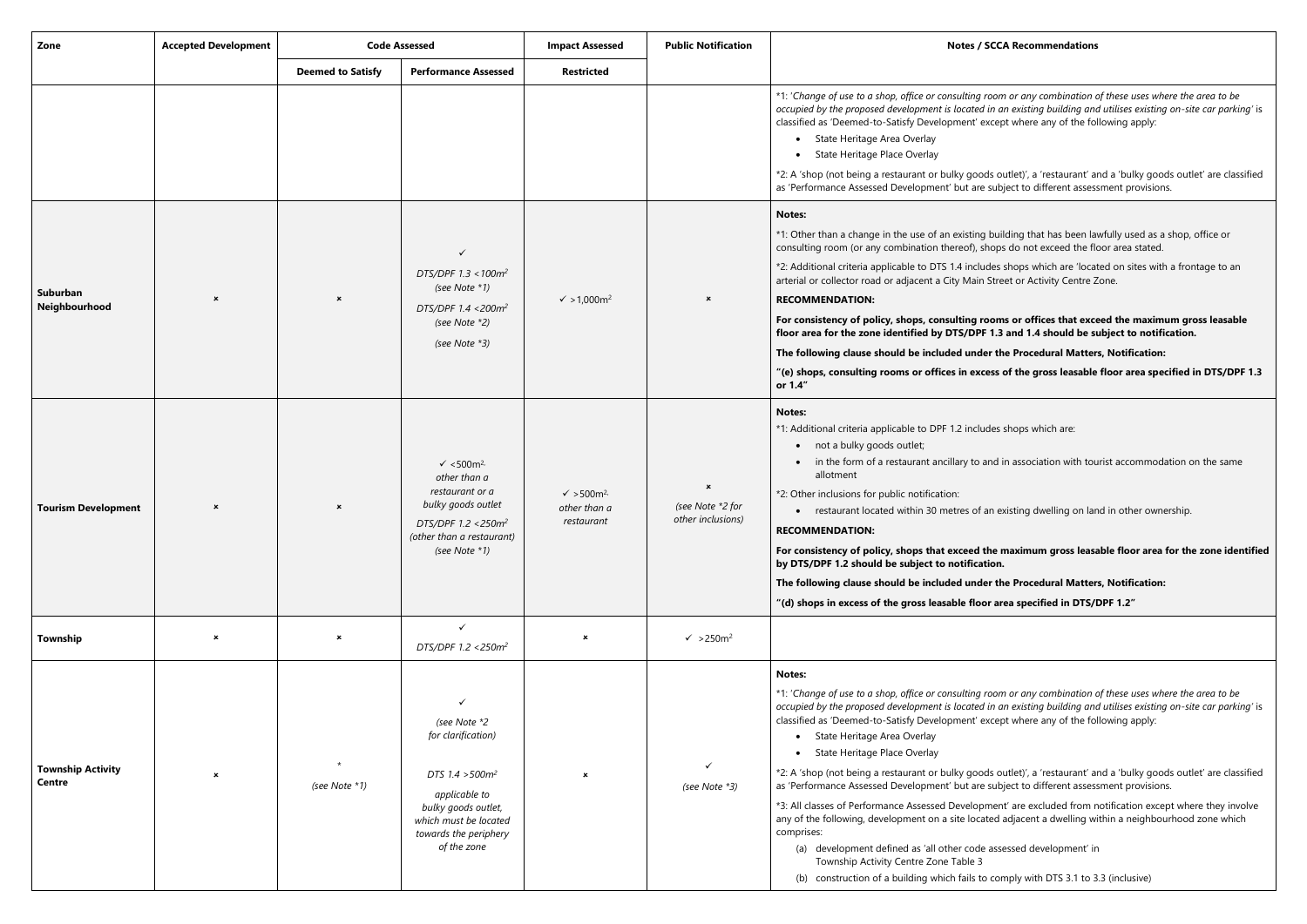| Zone | Accepted Development | Code Assessed | | Impact Assessed | Public Notification | Notes / SCCA Recommendations |
|---|---|---|---|---|---|---|
| | | Deemed to Satisfy | Performance Assessed | Restricted | | |
| | | | | | | *1: '*Change of use to a shop, office or consulting room or any combination of these uses where the area to be occupied by the proposed development is located in an existing building and utilises existing on-site car parking*' is classified as 'Deemed-to-Satisfy Development' except where any of the following apply:<br>• State Heritage Area Overlay<br>• State Heritage Place Overlay<br>*2: A 'shop (not being a restaurant or bulky goods outlet)', a 'restaurant' and a 'bulky goods outlet' are classified as 'Performance Assessed Development' but are subject to different assessment provisions. |
| **Suburban Neighbourhood** | × | × | ✓<br>*DTS/DPF 1.3 <100m²*<br>*(see Note *1)*<br>*DTS/DPF 1.4 <200m²*<br>*(see Note *2)*<br>*(see Note *3)* | ✓ >1,000m² | × | **Notes:**<br>*1: Other than a change in the use of an existing building that has been lawfully used as a shop, office or consulting room (or any combination thereof), shops do not exceed the floor area stated.<br>*2: Additional criteria applicable to DTS 1.4 includes shops which are 'located on sites with a frontage to an arterial or collector road or adjacent a City Main Street or Activity Centre Zone.<br>**RECOMMENDATION:**<br>**For consistency of policy, shops, consulting rooms or offices that exceed the maximum gross leasable floor area for the zone identified by DTS/DPF 1.3 and 1.4 should be subject to notification.**<br>**The following clause should be included under the Procedural Matters, Notification:**<br>**"(e) shops, consulting rooms or offices in excess of the gross leasable floor area specified in DTS/DPF 1.3 or 1.4"** |
| **Tourism Development** | × | × | ✓ <500m²<br>*other than a restaurant or a bulky goods outlet*<br>*DTS/DPF 1.2 <250m²*<br>*(other than a restaurant)*<br>*(see Note *1)* | ✓ >500m²<br>*other than a restaurant* | ×<br>*(see Note *2 for other inclusions)* | **Notes:**<br>*1: Additional criteria applicable to DPF 1.2 includes shops which are:<br>• not a bulky goods outlet;<br>• in the form of a restaurant ancillary to and in association with tourist accommodation on the same allotment<br>*2: Other inclusions for public notification:<br>• restaurant located within 30 metres of an existing dwelling on land in other ownership.<br>**RECOMMENDATION:**<br>**For consistency of policy, shops that exceed the maximum gross leasable floor area for the zone identified by DTS/DPF 1.2 should be subject to notification.**<br>**The following clause should be included under the Procedural Matters, Notification:**<br>**"(d) shops in excess of the gross leasable floor area specified in DTS/DPF 1.2"** |
| **Township** | × | × | ✓<br>*DTS/DPF 1.2 <250m²* | × | ✓ >250m² | |
| **Township Activity Centre** | × | *<br>*(see Note *1)* | ✓<br>*(see Note *2 for clarification)*<br>*DTS 1.4 >500m²*<br>*applicable to bulky goods outlet, which must be located towards the periphery of the zone* | × | ✓<br>*(see Note *3)* | **Notes:**<br>*1: '*Change of use to a shop, office or consulting room or any combination of these uses where the area to be occupied by the proposed development is located in an existing building and utilises existing on-site car parking*' is classified as 'Deemed-to-Satisfy Development' except where any of the following apply:<br>• State Heritage Area Overlay<br>• State Heritage Place Overlay<br>*2: A 'shop (not being a restaurant or bulky goods outlet)', a 'restaurant' and a 'bulky goods outlet' are classified as 'Performance Assessed Development' but are subject to different assessment provisions.<br>*3: All classes of Performance Assessed Development' are excluded from notification except where they involve any of the following, development on a site located adjacent a dwelling within a neighbourhood zone which comprises:<br>(a) development defined as 'all other code assessed development' in Township Activity Centre Zone Table 3<br>(b) construction of a building which fails to comply with DTS 3.1 to 3.3 (inclusive) |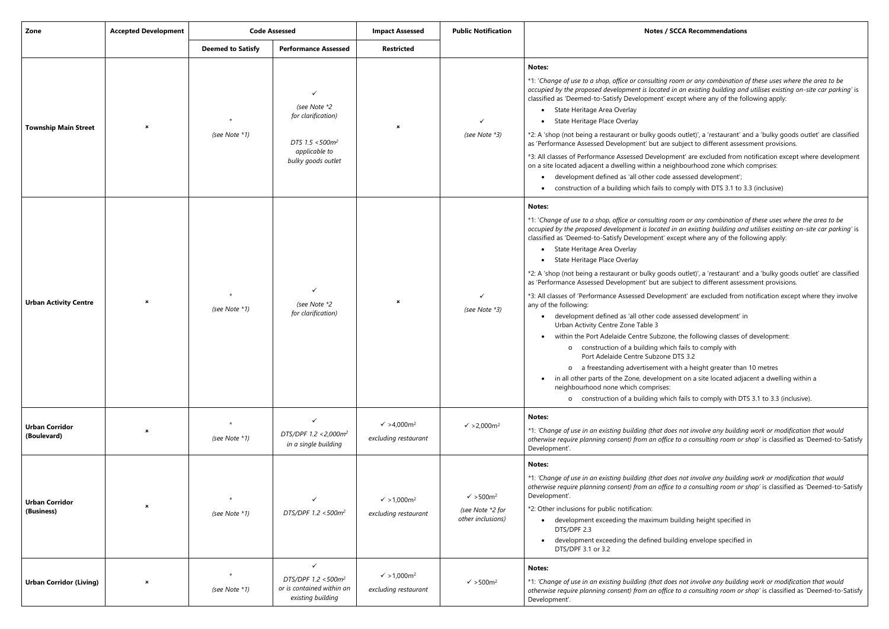| Zone | Accepted Development | Code Assessed | | Impact Assessed | Public Notification | Notes / SCCA Recommendations |
|---|---|---|---|---|---|---|
| | | Deemed to Satisfy | Performance Assessed | Restricted | | |
| **Township Main Street** | × | * (see Note *1) | ✓ (see Note *2 for clarification) DTS 1.5 <500m² applicable to bulky goods outlet | × | ✓ (see Note *3) | **Notes:** *1: '*Change of use to a shop, office or consulting room or any combination of these uses where the area to be occupied by the proposed development is located in an existing building and utilises existing on-site car parking*' is classified as 'Deemed-to-Satisfy Development' except where any of the following apply: • State Heritage Area Overlay • State Heritage Place Overlay *2: A 'shop (not being a restaurant or bulky goods outlet)', a 'restaurant' and a 'bulky goods outlet' are classified as 'Performance Assessed Development' but are subject to different assessment provisions. *3: All classes of Performance Assessed Development' are excluded from notification except where development on a site located adjacent a dwelling within a neighbourhood zone which comprises: • development defined as 'all other code assessed development'; • construction of a building which fails to comply with DTS 3.1 to 3.3 (inclusive) |
| **Urban Activity Centre** | × | * (see Note *1) | ✓ (see Note *2 for clarification) | × | ✓ (see Note *3) | **Notes:** *1: '*Change of use to a shop, office or consulting room or any combination of these uses where the area to be occupied by the proposed development is located in an existing building and utilises existing on-site car parking*' is classified as 'Deemed-to-Satisfy Development' except where any of the following apply: • State Heritage Area Overlay • State Heritage Place Overlay *2: A 'shop (not being a restaurant or bulky goods outlet)', a 'restaurant' and a 'bulky goods outlet' are classified as 'Performance Assessed Development' but are subject to different assessment provisions. *3: All classes of 'Performance Assessed Development' are excluded from notification except where they involve any of the following: • development defined as 'all other code assessed development' in Urban Activity Centre Zone Table 3 • within the Port Adelaide Centre Subzone, the following classes of development: o construction of a building which fails to comply with Port Adelaide Centre Subzone DTS 3.2 o a freestanding advertisement with a height greater than 10 metres • in all other parts of the Zone, development on a site located adjacent a dwelling within a neighbourhood none which comprises: o construction of a building which fails to comply with DTS 3.1 to 3.3 (inclusive). |
| **Urban Corridor (Boulevard)** | × | * (see Note *1) | ✓ DTS/DPF 1.2 <2,000m² in a single building | ✓ >4,000m² excluding restaurant | ✓ >2,000m² | **Notes:** *1: '*Change of use in an existing building (that does not involve any building work or modification that would otherwise require planning consent) from an office to a consulting room or shop*' is classified as 'Deemed-to-Satisfy Development'. |
| **Urban Corridor (Business)** | × | * (see Note *1) | ✓ DTS/DPF 1.2 <500m² | ✓ >1,000m² excluding restaurant | ✓ >500m² (see Note *2 for other inclusions) | **Notes:** *1: '*Change of use in an existing building (that does not involve any building work or modification that would otherwise require planning consent) from an office to a consulting room or shop*' is classified as 'Deemed-to-Satisfy Development'. *2: Other inclusions for public notification: • development exceeding the maximum building height specified in DTS/DPF 2.3 • development exceeding the defined building envelope specified in DTS/DPF 3.1 or 3.2 |
| **Urban Corridor (Living)** | × | * (see Note *1) | ✓ DTS/DPF 1.2 <500m² or is contained within an existing building | ✓ >1,000m² excluding restaurant | ✓ >500m² | **Notes:** *1: '*Change of use in an existing building (that does not involve any building work or modification that would otherwise require planning consent) from an office to a consulting room or shop*' is classified as 'Deemed-to-Satisfy Development'. |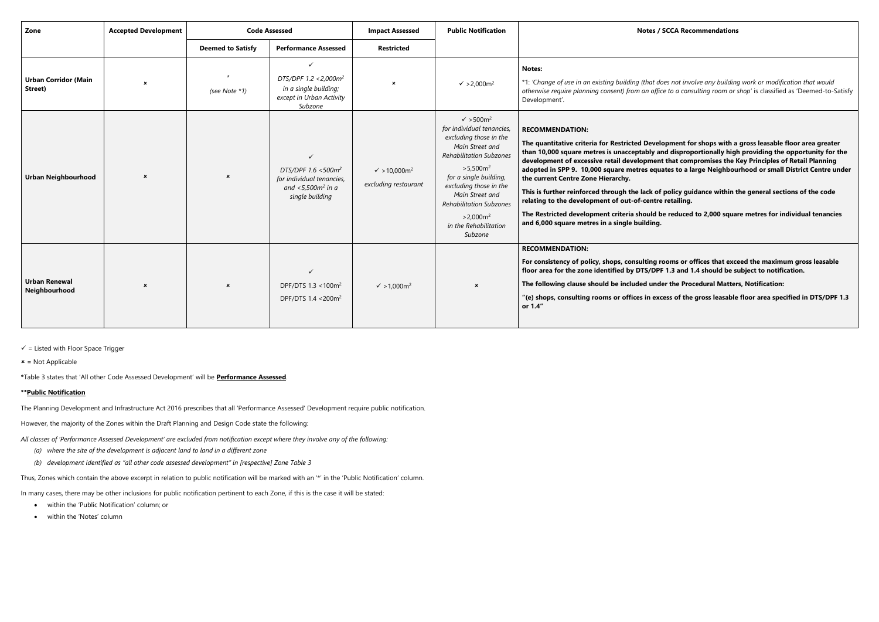| Zone | Accepted Development | Code Assessed | | Impact Assessed | Public Notification | Notes / SCCA Recommendations |
|---|---|---|---|---|---|---|
| | | Deemed to Satisfy | Performance Assessed | Restricted | | |
| **Urban Corridor (Main Street)** | × | * (see Note *1) | ✓ *DTS/DPF 1.2 <2,000m²* *in a single building; except in Urban Activity Subzone* | × | ✓ >2,000m² | **Notes:** *1: *'Change of use in an existing building (that does not involve any building work or modification that would otherwise require planning consent) from an office to a consulting room or shop'* is classified as 'Deemed-to-Satisfy Development'. |
| **Urban Neighbourhood** | × | × | ✓ *DTS/DPF 1.6 <500m²* *for individual tenancies, and <5,500m² in a single building* | ✓ >10,000m² *excluding restaurant* | ✓ >500m² *for individual tenancies, excluding those in the Main Street and Rehabilitation Subzones* >5,500m² *for a single building, excluding those in the Main Street and Rehabilitation Subzones* >2,000m² *in the Rehabilitation Subzone* | **RECOMMENDATION:** **The quantitative criteria for Restricted Development for shops with a gross leasable floor area greater than 10,000 square metres is unacceptably and disproportionally high providing the opportunity for the development of excessive retail development that compromises the Key Principles of Retail Planning adopted in SPP 9. 10,000 square metres equates to a large Neighbourhood or small District Centre under the current Centre Zone Hierarchy.** **This is further reinforced through the lack of policy guidance within the general sections of the code relating to the development of out-of-centre retailing.** **The Restricted development criteria should be reduced to 2,000 square metres for individual tenancies and 6,000 square metres in a single building.** |
| **Urban Renewal Neighbourhood** | × | × | ✓ DPF/DTS 1.3 <100m² DPF/DTS 1.4 <200m² | ✓ >1,000m² | × | **RECOMMENDATION:** **For consistency of policy, shops, consulting rooms or offices that exceed the maximum gross leasable floor area for the zone identified by DTS/DPF 1.3 and 1.4 should be subject to notification.** **The following clause should be included under the Procedural Matters, Notification:** **"(e) shops, consulting rooms or offices in excess of the gross leasable floor area specified in DTS/DPF 1.3 or 1.4"** |

✓ = Listed with Floor Space Trigger

× = Not Applicable

*Table 3 states that 'All other Code Assessed Development' will be **Performance Assessed**.

**\*\*Public Notification**

The Planning Development and Infrastructure Act 2016 prescribes that all 'Performance Assessed' Development require public notification.

However, the majority of the Zones within the Draft Planning and Design Code state the following:

*All classes of 'Performance Assessed Development' are excluded from notification except where they involve any of the following:*

- *(a) where the site of the development is adjacent land to land in a different zone*
- *(b) development identified as "all other code assessed development" in [respective] Zone Table 3*

Thus, Zones which contain the above excerpt in relation to public notification will be marked with an '*' in the 'Public Notification' column.

In many cases, there may be other inclusions for public notification pertinent to each Zone, if this is the case it will be stated:

- within the 'Public Notification' column; or
- within the 'Notes' column